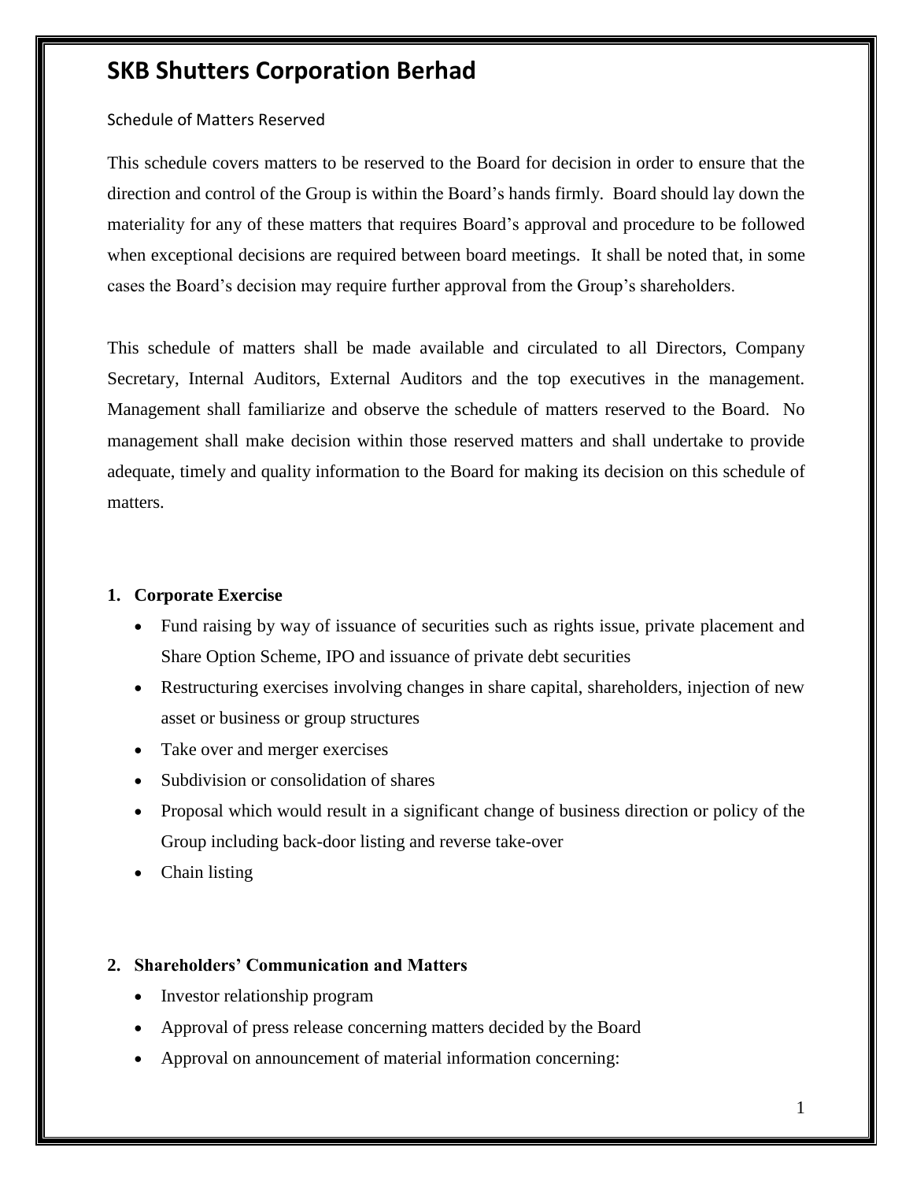# SKB Shutters Corporation Berhad

Schedule of Matters Reserved

This schedule covers matters to be reserved to the Board for decision in order to ensure that the direction and control of the Group is within the Board's hands firmly. Board should lay down the materiality for any of these matters that requires Board's approval and procedure to be followed when exceptional decisions are required between board meetings. It shall be noted that, in some cases the Board's decision may require further approval from the Group's shareholders.

This schedule of matters shall be made available and circulated to all Directors, Company Secretary, Internal Auditors, External Auditors and the top executives in the management. Management shall familiarize and observe the schedule of matters reserved to the Board. No management shall make decision within those reserved matters and shall undertake to provide adequate, timely and quality information to the Board for making its decision on this schedule of matters.

## 1. Corporate Exercise

- Fund raising by way of issuance of securities such as rights issue, private placement and Share Option Scheme, IPO and issuance of private debt securities
- Restructuring exercises involving changes in share capital, shareholders, injection of new asset or business or group structures
- Take over and merger exercises
- Subdivision or consolidation of shares
- Proposal which would result in a significant change of business direction or policy of the Group including back-door listing and reverse take-over
- Chain listing

## 2. Shareholders' Communication and Matters

- Investor relationship program
- Approval of press release concerning matters decided by the Board
- Approval on announcement of material information concerning: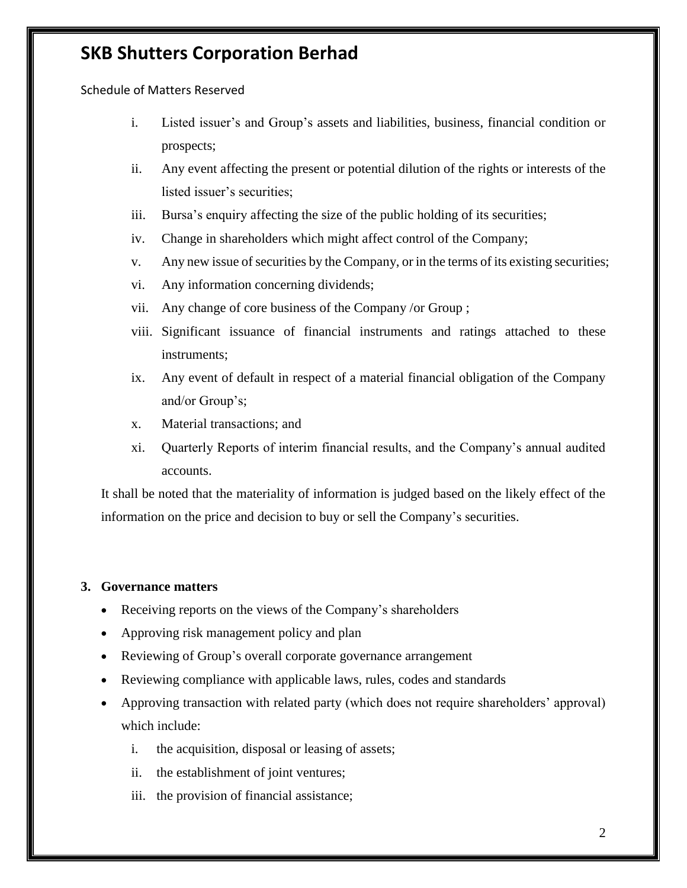# SKB Shutters Corporation Berhad

Schedule of Matters Reserved

i. Listed issuer's and Group's assets and liabilities, business, financial condition or prospects;

ii. Any event affecting the present or potential dilution of the rights or interests of the listed issuer's securities;

iii. Bursa's enquiry affecting the size of the public holding of its securities;

iv. Change in shareholders which might affect control of the Company;

v. Any new issue of securities by the Company, or in the terms of its existing securities;

vi. Any information concerning dividends;

vii. Any change of core business of the Company /or Group ;

viii. Significant issuance of financial instruments and ratings attached to these instruments;

ix. Any event of default in respect of a material financial obligation of the Company and/or Group's;

x. Material transactions; and

xi. Quarterly Reports of interim financial results, and the Company's annual audited accounts.

It shall be noted that the materiality of information is judged based on the likely effect of the information on the price and decision to buy or sell the Company's securities.

**3. Governance matters**

- Receiving reports on the views of the Company's shareholders
- Approving risk management policy and plan
- Reviewing of Group's overall corporate governance arrangement
- Reviewing compliance with applicable laws, rules, codes and standards
- Approving transaction with related party (which does not require shareholders' approval) which include:
  i. the acquisition, disposal or leasing of assets;
  ii. the establishment of joint ventures;
  iii. the provision of financial assistance;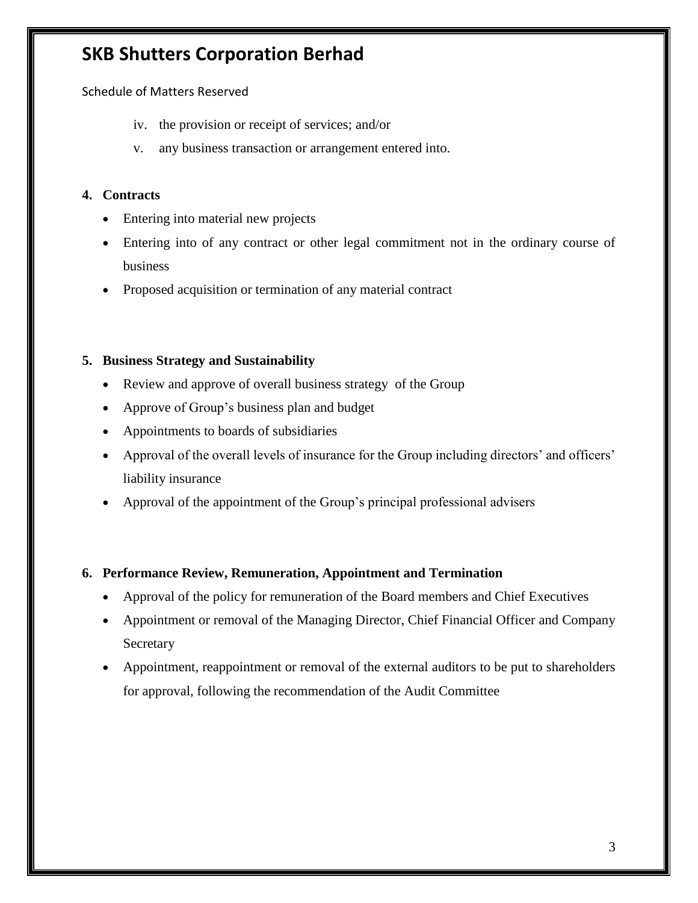iv. the provision or receipt of services; and/or

v. any business transaction or arrangement entered into.

**4. Contracts**

- Entering into material new projects
- Entering into of any contract or other legal commitment not in the ordinary course of business
- Proposed acquisition or termination of any material contract

**5. Business Strategy and Sustainability**

- Review and approve of overall business strategy of the Group
- Approve of Group's business plan and budget
- Appointments to boards of subsidiaries
- Approval of the overall levels of insurance for the Group including directors' and officers' liability insurance
- Approval of the appointment of the Group's principal professional advisers

**6. Performance Review, Remuneration, Appointment and Termination**

- Approval of the policy for remuneration of the Board members and Chief Executives
- Appointment or removal of the Managing Director, Chief Financial Officer and Company Secretary
- Appointment, reappointment or removal of the external auditors to be put to shareholders for approval, following the recommendation of the Audit Committee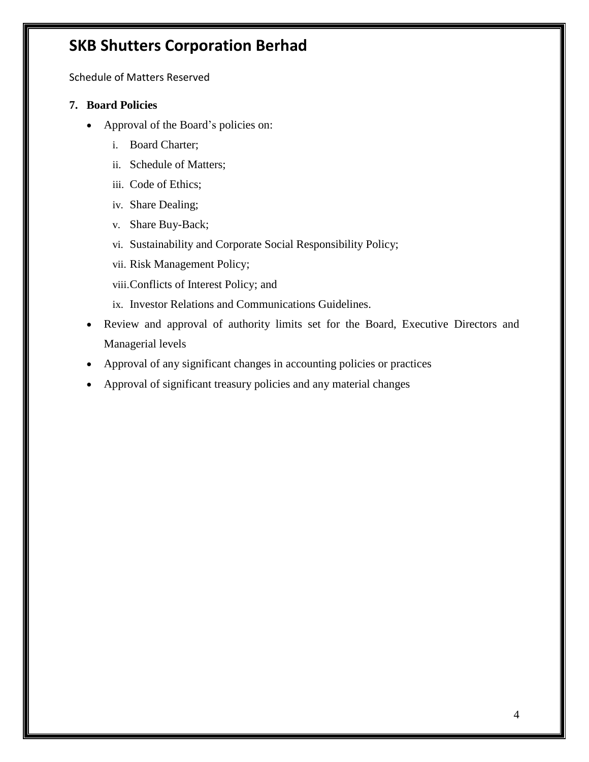# SKB Shutters Corporation Berhad

Schedule of Matters Reserved

### 7. Board Policies

- Approval of the Board's policies on:
    1. Board Charter;
    2. Schedule of Matters;
    3. Code of Ethics;
    4. Share Dealing;
    5. Share Buy-Back;
    6. Sustainability and Corporate Social Responsibility Policy;
    7. Risk Management Policy;
    8. Conflicts of Interest Policy; and
    9. Investor Relations and Communications Guidelines.
- Review and approval of authority limits set for the Board, Executive Directors and Managerial levels
- Approval of any significant changes in accounting policies or practices
- Approval of significant treasury policies and any material changes